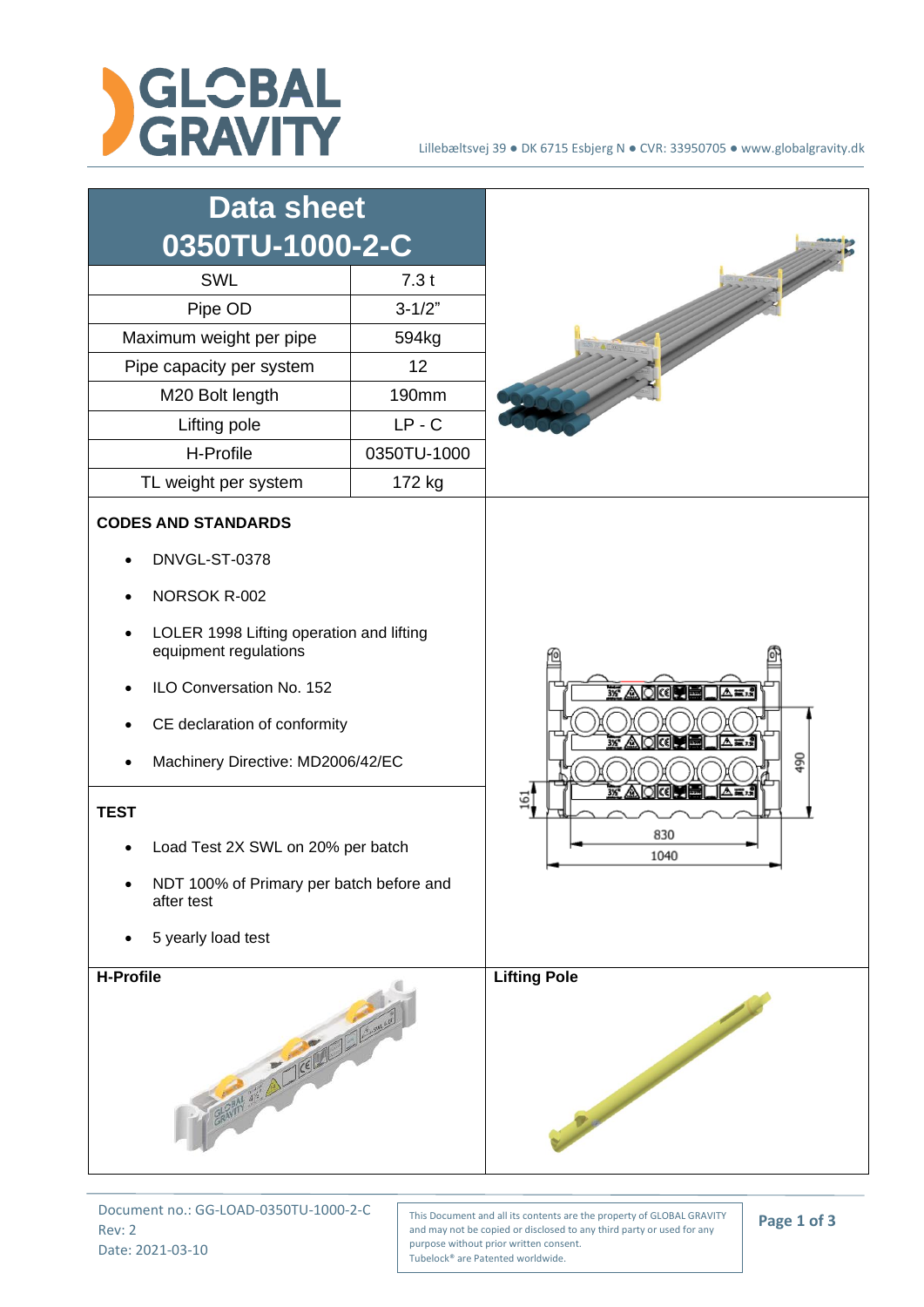Lillebæltsvej 39 ● DK 6715 Esbjerg N ● CVR: 33950705 ● www.globalgravity.dk

# Data sheet 0350TU-1000-2-C

| | |
|---|---|
| SWL | 7.3 t |
| Pipe OD | 3-1/2" |
| Maximum weight per pipe | 594kg |
| Pipe capacity per system | 12 |
| M20 Bolt length | 190mm |
| Lifting pole | LP - C |
| H-Profile | 0350TU-1000 |
| TL weight per system | 172 kg |

**CODES AND STANDARDS**

- DNVGL-ST-0378
- NORSOK R-002
- LOLER 1998 Lifting operation and lifting equipment regulations
- ILO Conversation No. 152
- CE declaration of conformity
- Machinery Directive: MD2006/42/EC

**TEST**

- Load Test 2X SWL on 20% per batch
- NDT 100% of Primary per batch before and after test
- 5 yearly load test

490

161

830

1040

**H-Profile**

**Lifting Pole**

Document no.: GG-LOAD-0350TU-1000-2-C
Rev: 2
Date: 2021-03-10

This Document and all its contents are the property of GLOBAL GRAVITY and may not be copied or disclosed to any third party or used for any purpose without prior written consent.
Tubelock® are Patented worldwide.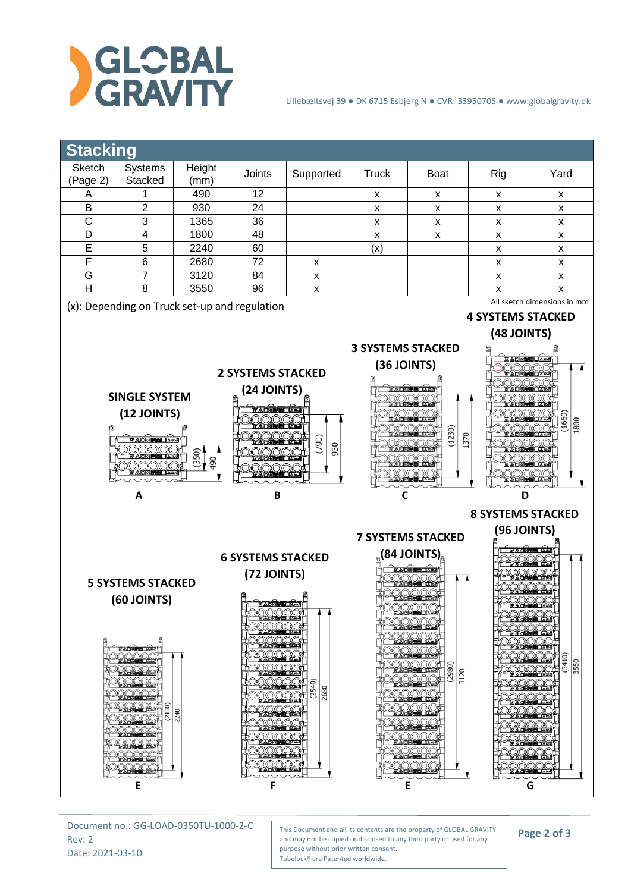## Stacking

| Sketch (Page 2) | Systems Stacked | Height (mm) | Joints | Supported | Truck | Boat | Rig | Yard |
|---|---|---|---|---|---|---|---|---|
| A | 1 | 490 | 12 | | x | x | x | x |
| B | 2 | 930 | 24 | | x | x | x | x |
| C | 3 | 1365 | 36 | | x | x | x | x |
| D | 4 | 1800 | 48 | | x | x | x | x |
| E | 5 | 2240 | 60 | | (x) | | x | x |
| F | 6 | 2680 | 72 | x | | | x | x |
| G | 7 | 3120 | 84 | x | | | x | x |
| H | 8 | 3550 | 96 | x | | | x | x |

(x): Depending on Truck set-up and regulation

All sketch dimensions in mm

**SINGLE SYSTEM (12 JOINTS)** — A: (350), 490

**2 SYSTEMS STACKED (24 JOINTS)** — B: (790), 930

**3 SYSTEMS STACKED (36 JOINTS)** — C: (1230), 1370

**4 SYSTEMS STACKED (48 JOINTS)** — D: (1660), 1800

**5 SYSTEMS STACKED (60 JOINTS)** — E: (2100), 2240

**6 SYSTEMS STACKED (72 JOINTS)** — F: (2540), 2680

**7 SYSTEMS STACKED (84 JOINTS)** — E: (2980), 3120

**8 SYSTEMS STACKED (96 JOINTS)** — G: (3410), 3550

Document no.: GG-LOAD-0350TU-1000-2-C
Rev: 2
Date: 2021-03-10

This Document and all its contents are the property of GLOBAL GRAVITY and may not be copied or disclosed to any third party or used for any purpose without prior written consent.
Tubelock® are Patented worldwide.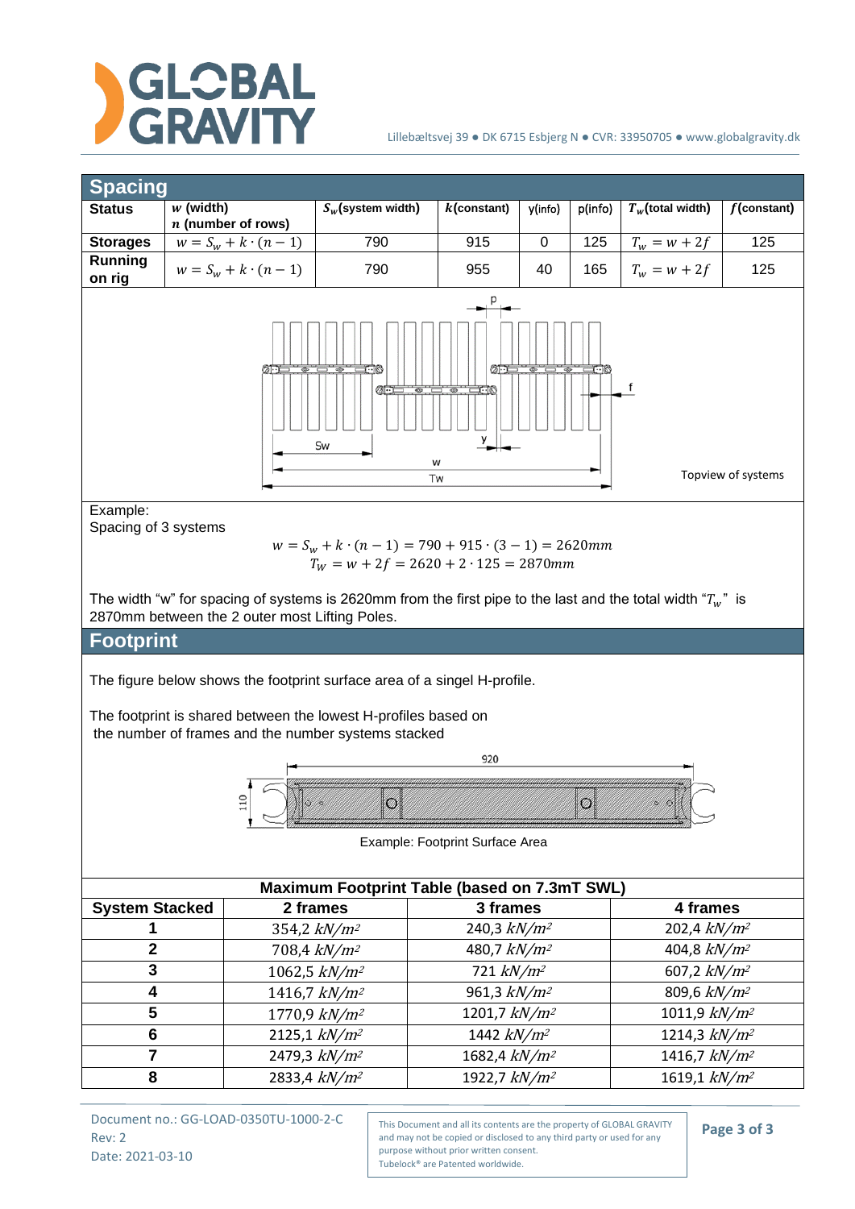## Spacing

| Status | $w$ (width) $n$ (number of rows) | $S_w$(system width) | $k$(constant) | y(info) | p(info) | $T_w$(total width) | $f$(constant) |
|---|---|---|---|---|---|---|---|
| Storages | $w = S_w + k \cdot (n-1)$ | 790 | 915 | 0 | 125 | $T_w = w + 2f$ | 125 |
| Running on rig | $w = S_w + k \cdot (n-1)$ | 790 | 955 | 40 | 165 | $T_w = w + 2f$ | 125 |

p

f

Sw

y

w

Tw

Topview of systems

Example:
Spacing of 3 systems

$$w = S_w + k \cdot (n-1) = 790 + 915 \cdot (3-1) = 2620mm$$
$$T_W = w + 2f = 2620 + 2 \cdot 125 = 2870mm$$

The width "w" for spacing of systems is 2620mm from the first pipe to the last and the total width "$T_w$" is 2870mm between the 2 outer most Lifting Poles.

## Footprint

The figure below shows the footprint surface area of a singel H-profile.

The footprint is shared between the lowest H-profiles based on the number of frames and the number systems stacked

920

110

Example: Footprint Surface Area

| Maximum Footprint Table (based on 7.3mT SWL) | | | |
|---|---|---|---|
| **System Stacked** | **2 frames** | **3 frames** | **4 frames** |
| **1** | 354,2 $kN/m^2$ | 240,3 $kN/m^2$ | 202,4 $kN/m^2$ |
| **2** | 708,4 $kN/m^2$ | 480,7 $kN/m^2$ | 404,8 $kN/m^2$ |
| **3** | 1062,5 $kN/m^2$ | 721 $kN/m^2$ | 607,2 $kN/m^2$ |
| **4** | 1416,7 $kN/m^2$ | 961,3 $kN/m^2$ | 809,6 $kN/m^2$ |
| **5** | 1770,9 $kN/m^2$ | 1201,7 $kN/m^2$ | 1011,9 $kN/m^2$ |
| **6** | 2125,1 $kN/m^2$ | 1442 $kN/m^2$ | 1214,3 $kN/m^2$ |
| **7** | 2479,3 $kN/m^2$ | 1682,4 $kN/m^2$ | 1416,7 $kN/m^2$ |
| **8** | 2833,4 $kN/m^2$ | 1922,7 $kN/m^2$ | 1619,1 $kN/m^2$ |